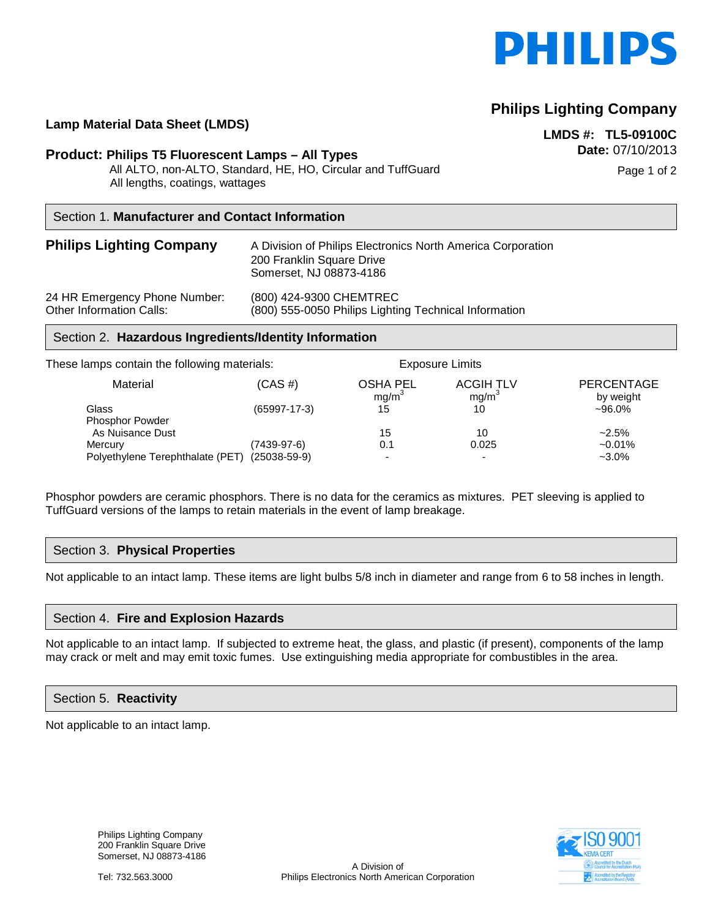**PHILIPS**

## Philips Lighting Company

**Lamp Material Data Sheet (LMDS)**

**LMDS #: TL5-09100C**
**Date:** 07/10/2013

**Product: Philips T5 Fluorescent Lamps – All Types**
All ALTO, non-ALTO, Standard, HE, HO, Circular and TuffGuard
All lengths, coatings, wattages

## Section 1. Manufacturer and Contact Information

**Philips Lighting Company**

A Division of Philips Electronics North America Corporation
200 Franklin Square Drive
Somerset, NJ 08873-4186

24 HR Emergency Phone Number: (800) 424-9300 CHEMTREC
Other Information Calls: (800) 555-0050 Philips Lighting Technical Information

## Section 2. Hazardous Ingredients/Identity Information

These lamps contain the following materials:

| Material | (CAS #) | OSHA PEL mg/m$^3$ | ACGIH TLV mg/m$^3$ | PERCENTAGE by weight |
|---|---|---|---|---|
| Glass | (65997-17-3) | 15 | 10 | ~96.0% |
| Phosphor Powder As Nuisance Dust | | 15 | 10 | ~2.5% |
| Mercury | (7439-97-6) | 0.1 | 0.025 | ~0.01% |
| Polyethylene Terephthalate (PET) | (25038-59-9) | - | - | ~3.0% |

Phosphor powders are ceramic phosphors. There is no data for the ceramics as mixtures. PET sleeving is applied to TuffGuard versions of the lamps to retain materials in the event of lamp breakage.

## Section 3. Physical Properties

Not applicable to an intact lamp. These items are light bulbs 5/8 inch in diameter and range from 6 to 58 inches in length.

## Section 4. Fire and Explosion Hazards

Not applicable to an intact lamp. If subjected to extreme heat, the glass, and plastic (if present), components of the lamp may crack or melt and may emit toxic fumes. Use extinguishing media appropriate for combustibles in the area.

## Section 5. Reactivity

Not applicable to an intact lamp.

Philips Lighting Company
200 Franklin Square Drive
Somerset, NJ 08873-4186

Tel: 732.563.3000

A Division of
Philips Electronics North American Corporation

ISO 9001
KEMA CERT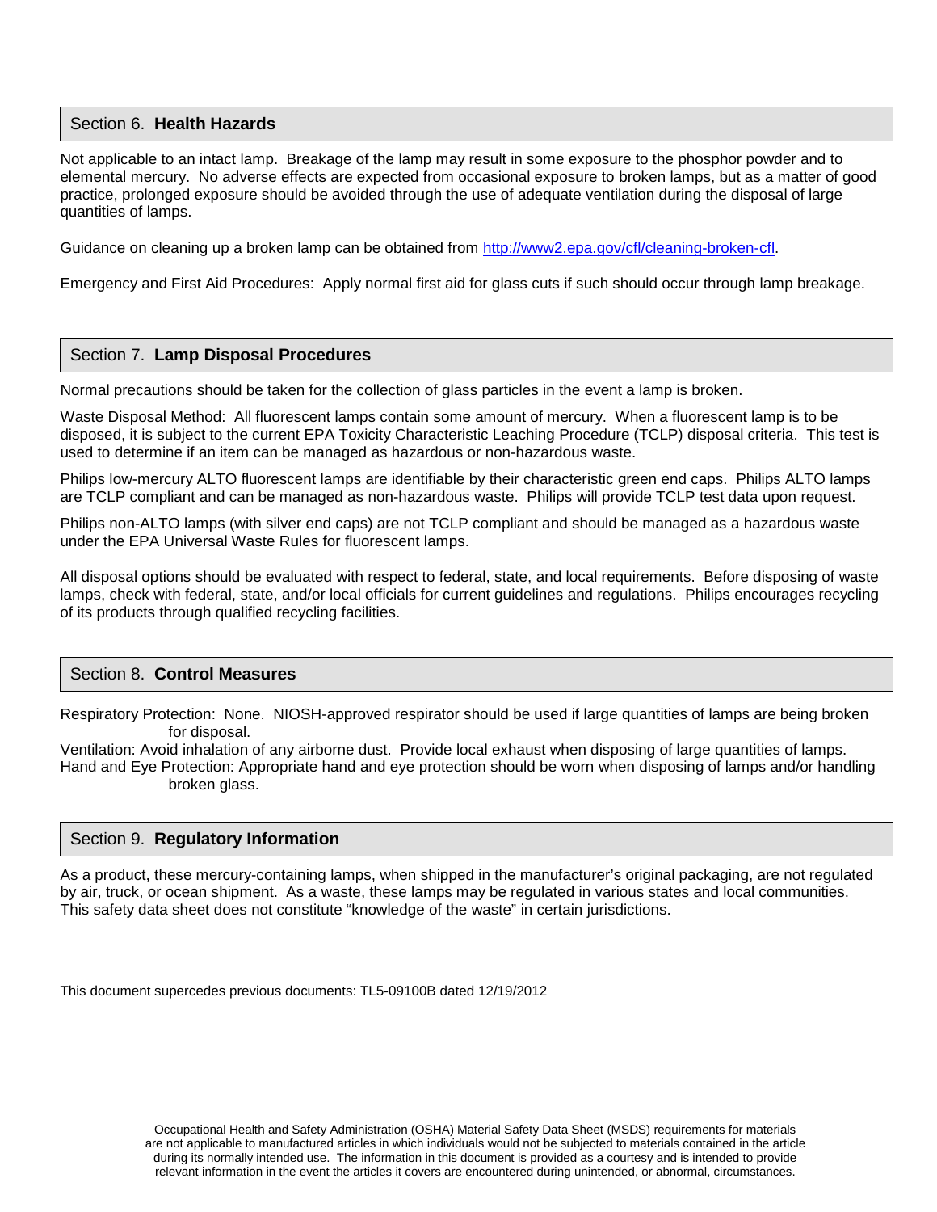## Section 6. **Health Hazards**

Not applicable to an intact lamp. Breakage of the lamp may result in some exposure to the phosphor powder and to elemental mercury. No adverse effects are expected from occasional exposure to broken lamps, but as a matter of good practice, prolonged exposure should be avoided through the use of adequate ventilation during the disposal of large quantities of lamps.

Guidance on cleaning up a broken lamp can be obtained from http://www2.epa.gov/cfl/cleaning-broken-cfl.

Emergency and First Aid Procedures: Apply normal first aid for glass cuts if such should occur through lamp breakage.

## Section 7. **Lamp Disposal Procedures**

Normal precautions should be taken for the collection of glass particles in the event a lamp is broken.

Waste Disposal Method: All fluorescent lamps contain some amount of mercury. When a fluorescent lamp is to be disposed, it is subject to the current EPA Toxicity Characteristic Leaching Procedure (TCLP) disposal criteria. This test is used to determine if an item can be managed as hazardous or non-hazardous waste.

Philips low-mercury ALTO fluorescent lamps are identifiable by their characteristic green end caps. Philips ALTO lamps are TCLP compliant and can be managed as non-hazardous waste. Philips will provide TCLP test data upon request.

Philips non-ALTO lamps (with silver end caps) are not TCLP compliant and should be managed as a hazardous waste under the EPA Universal Waste Rules for fluorescent lamps.

All disposal options should be evaluated with respect to federal, state, and local requirements. Before disposing of waste lamps, check with federal, state, and/or local officials for current guidelines and regulations. Philips encourages recycling of its products through qualified recycling facilities.

## Section 8. **Control Measures**

Respiratory Protection: None. NIOSH-approved respirator should be used if large quantities of lamps are being broken for disposal.
Ventilation: Avoid inhalation of any airborne dust. Provide local exhaust when disposing of large quantities of lamps.
Hand and Eye Protection: Appropriate hand and eye protection should be worn when disposing of lamps and/or handling broken glass.

## Section 9. **Regulatory Information**

As a product, these mercury-containing lamps, when shipped in the manufacturer's original packaging, are not regulated by air, truck, or ocean shipment. As a waste, these lamps may be regulated in various states and local communities. This safety data sheet does not constitute "knowledge of the waste" in certain jurisdictions.

This document supercedes previous documents: TL5-09100B dated 12/19/2012

Occupational Health and Safety Administration (OSHA) Material Safety Data Sheet (MSDS) requirements for materials are not applicable to manufactured articles in which individuals would not be subjected to materials contained in the article during its normally intended use. The information in this document is provided as a courtesy and is intended to provide relevant information in the event the articles it covers are encountered during unintended, or abnormal, circumstances.